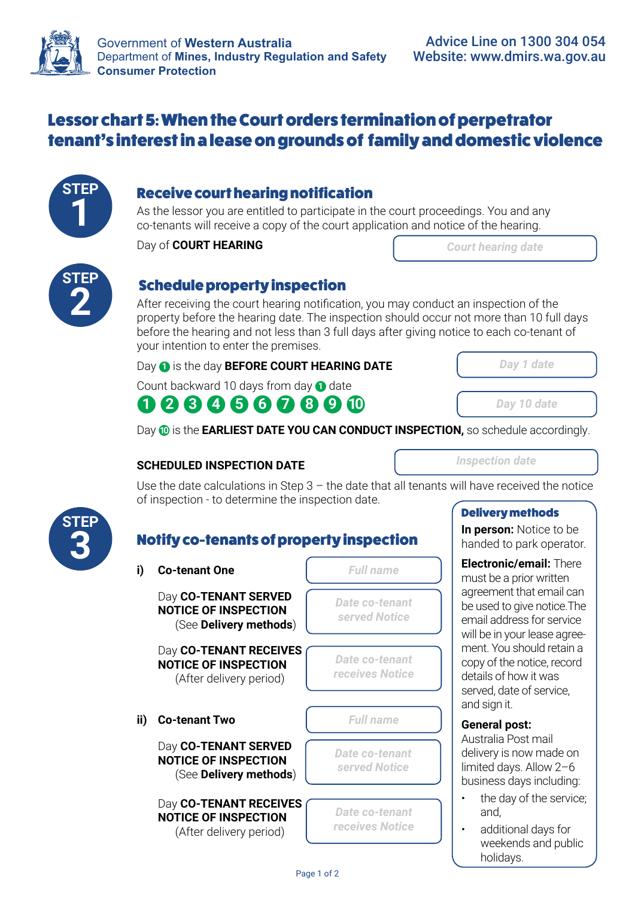Government of **Western Australia**
Department of **Mines, Industry Regulation and Safety**
**Consumer Protection**

**Advice Line on 1300 304 054**
**Website: www.dmirs.wa.gov.au**

# Lessor chart 5: When the Court orders termination of perpetrator tenant's interest in a lease on grounds of family and domestic violence

## STEP 1 – Receive court hearing notification

As the lessor you are entitled to participate in the court proceedings. You and any co-tenants will receive a copy of the court application and notice of the hearing.

Day of **COURT HEARING** | *Court hearing date*

## STEP 2 – Schedule property inspection

After receiving the court hearing notification, you may conduct an inspection of the property before the hearing date. The inspection should occur not more than 10 full days before the hearing and not less than 3 full days after giving notice to each co-tenant of your intention to enter the premises.

Day 1 is the day **BEFORE COURT HEARING DATE** | *Day 1 date*

Count backward 10 days from day 1 date

1 2 3 4 5 6 7 8 9 10 | *Day 10 date*

Day 10 is the **EARLIEST DATE YOU CAN CONDUCT INSPECTION,** so schedule accordingly.

**SCHEDULED INSPECTION DATE** | *Inspection date*

Use the date calculations in Step 3 – the date that all tenants will have received the notice of inspection - to determine the inspection date.

## STEP 3 – Notify co-tenants of property inspection

**i) Co-tenant One** | *Full name*

Day **CO-TENANT SERVED NOTICE OF INSPECTION** (See **Delivery methods**) | *Date co-tenant served Notice*

Day **CO-TENANT RECEIVES NOTICE OF INSPECTION** (After delivery period) | *Date co-tenant receives Notice*

**ii) Co-tenant Two** | *Full name*

Day **CO-TENANT SERVED NOTICE OF INSPECTION** (See **Delivery methods**) | *Date co-tenant served Notice*

Day **CO-TENANT RECEIVES NOTICE OF INSPECTION** (After delivery period) | *Date co-tenant receives Notice*

### Delivery methods

**In person:** Notice to be handed to park operator.

**Electronic/email:** There must be a prior written agreement that email can be used to give notice. The email address for service will be in your lease agreement. You should retain a copy of the notice, record details of how it was served, date of service, and sign it.

**General post:**
Australia Post mail delivery is now made on limited days. Allow 2–6 business days including:

- the day of the service; and,
- additional days for weekends and public holidays.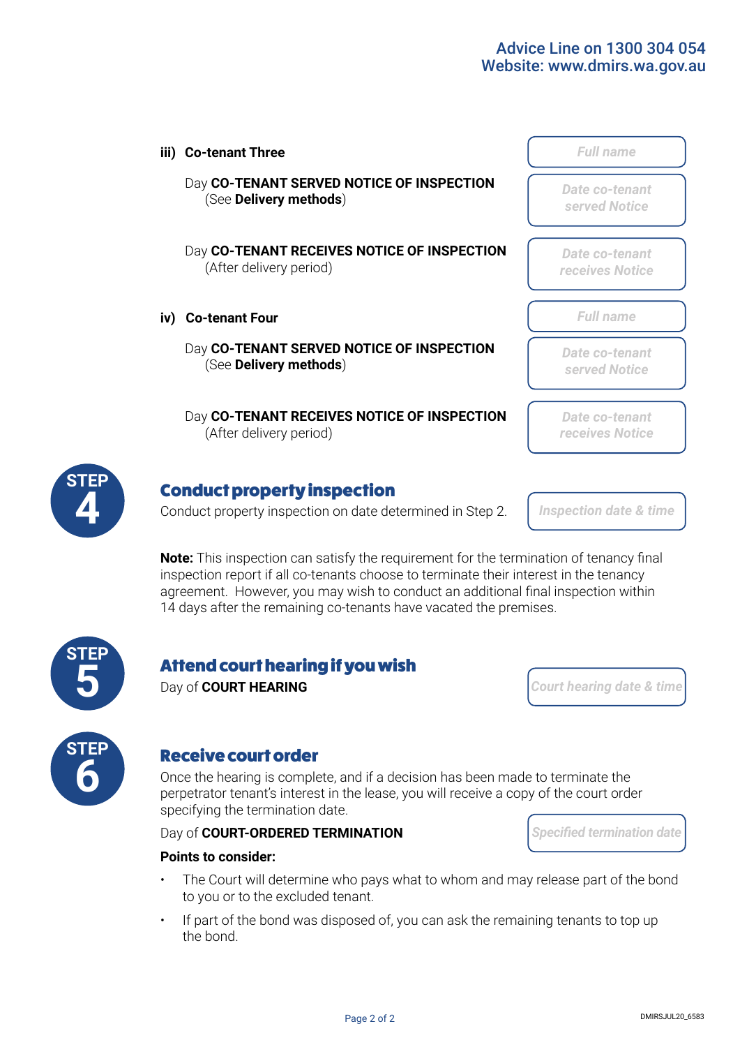### iii) Co-tenant Three

| | |
|---|---|
| | *Full name* |
| Day **CO-TENANT SERVED NOTICE OF INSPECTION** (See **Delivery methods**) | *Date co-tenant served Notice* |
| Day **CO-TENANT RECEIVES NOTICE OF INSPECTION** (After delivery period) | *Date co-tenant receives Notice* |

### iv) Co-tenant Four

| | |
|---|---|
| | *Full name* |
| Day **CO-TENANT SERVED NOTICE OF INSPECTION** (See **Delivery methods**) | *Date co-tenant served Notice* |
| Day **CO-TENANT RECEIVES NOTICE OF INSPECTION** (After delivery period) | *Date co-tenant receives Notice* |

## STEP 4 — Conduct property inspection

Conduct property inspection on date determined in Step 2.

*Inspection date & time*

**Note:** This inspection can satisfy the requirement for the termination of tenancy final inspection report if all co-tenants choose to terminate their interest in the tenancy agreement. However, you may wish to conduct an additional final inspection within 14 days after the remaining co-tenants have vacated the premises.

## STEP 5 — Attend court hearing if you wish

Day of **COURT HEARING**

*Court hearing date & time*

## STEP 6 — Receive court order

Once the hearing is complete, and if a decision has been made to terminate the perpetrator tenant's interest in the lease, you will receive a copy of the court order specifying the termination date.

Day of **COURT-ORDERED TERMINATION**

*Specified termination date*

**Points to consider:**

- The Court will determine who pays what to whom and may release part of the bond to you or to the excluded tenant.
- If part of the bond was disposed of, you can ask the remaining tenants to top up the bond.